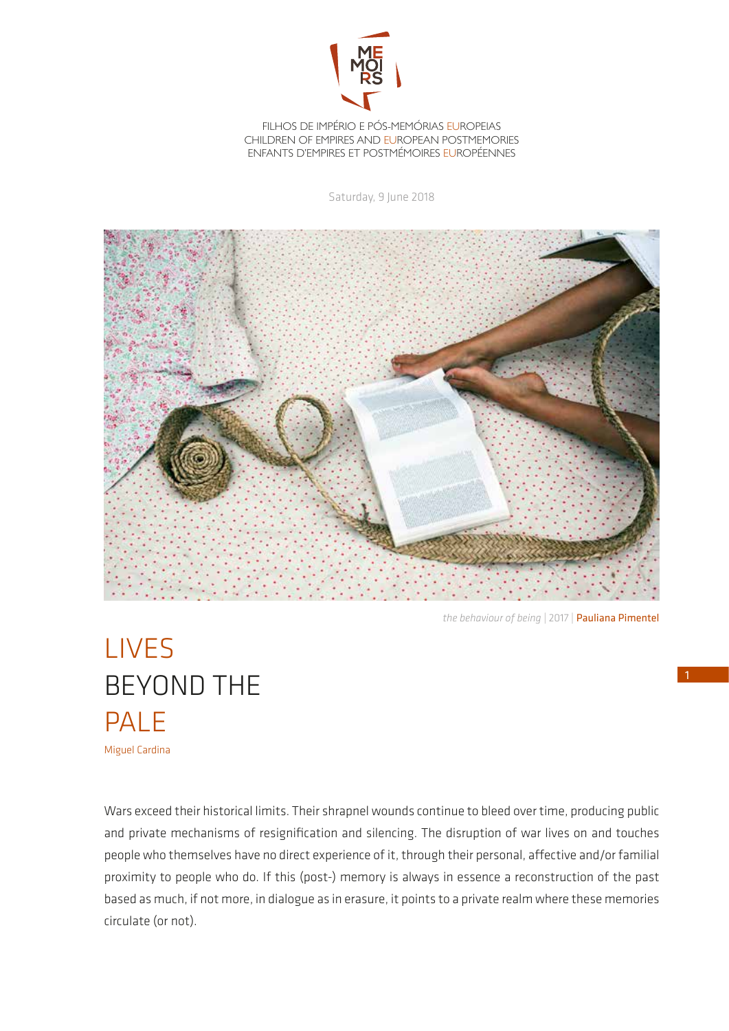FILHOS DE IMPÉRIO E PÓS-MEMÓRIAS EUROPEIAS
CHILDREN OF EMPIRES AND EUROPEAN POSTMEMORIES
ENFANTS D'EMPIRES ET POSTMÉMOIRES EUROPÉENNES

Saturday, 9 June 2018

*the behaviour of being* | 2017 | Pauliana Pimentel

# LIVES BEYOND THE PALE

Miguel Cardina

Wars exceed their historical limits. Their shrapnel wounds continue to bleed over time, producing public and private mechanisms of resignification and silencing. The disruption of war lives on and touches people who themselves have no direct experience of it, through their personal, affective and/or familial proximity to people who do. If this (post-) memory is always in essence a reconstruction of the past based as much, if not more, in dialogue as in erasure, it points to a private realm where these memories circulate (or not).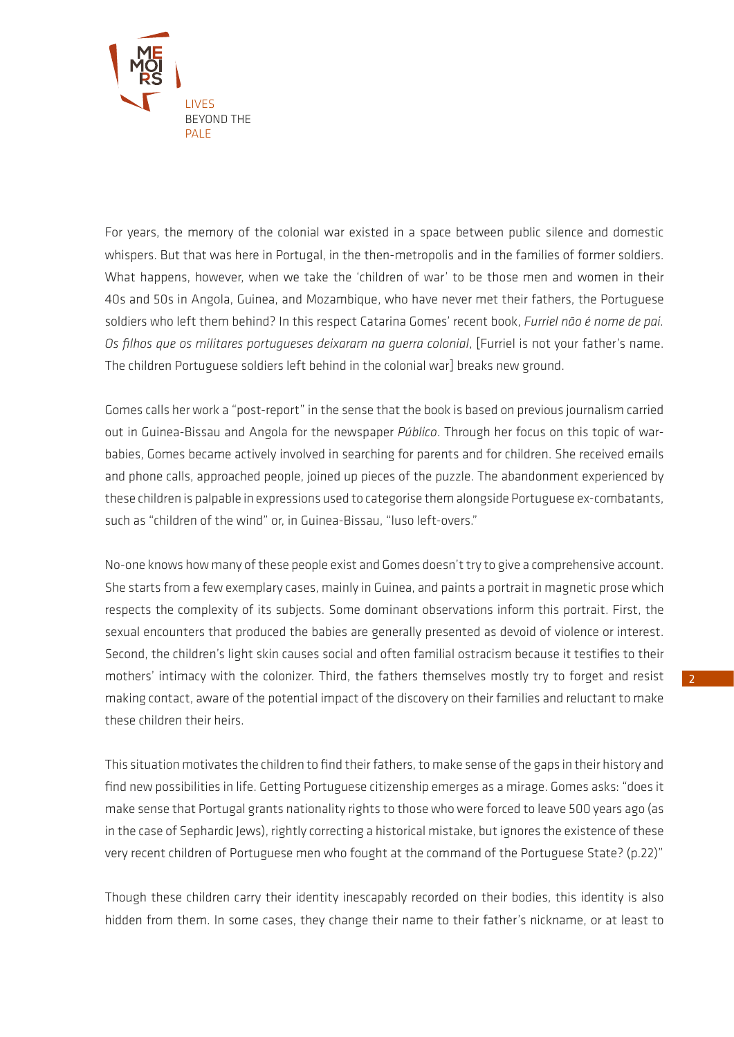For years, the memory of the colonial war existed in a space between public silence and domestic whispers. But that was here in Portugal, in the then-metropolis and in the families of former soldiers. What happens, however, when we take the 'children of war' to be those men and women in their 40s and 50s in Angola, Guinea, and Mozambique, who have never met their fathers, the Portuguese soldiers who left them behind? In this respect Catarina Gomes' recent book, *Furriel não é nome de pai. Os filhos que os militares portugueses deixaram na guerra colonial*, [Furriel is not your father's name. The children Portuguese soldiers left behind in the colonial war] breaks new ground.

Gomes calls her work a "post-report" in the sense that the book is based on previous journalism carried out in Guinea-Bissau and Angola for the newspaper *Público*. Through her focus on this topic of war-babies, Gomes became actively involved in searching for parents and for children. She received emails and phone calls, approached people, joined up pieces of the puzzle. The abandonment experienced by these children is palpable in expressions used to categorise them alongside Portuguese ex-combatants, such as "children of the wind" or, in Guinea-Bissau, "luso left-overs."

No-one knows how many of these people exist and Gomes doesn't try to give a comprehensive account. She starts from a few exemplary cases, mainly in Guinea, and paints a portrait in magnetic prose which respects the complexity of its subjects. Some dominant observations inform this portrait. First, the sexual encounters that produced the babies are generally presented as devoid of violence or interest. Second, the children's light skin causes social and often familial ostracism because it testifies to their mothers' intimacy with the colonizer. Third, the fathers themselves mostly try to forget and resist making contact, aware of the potential impact of the discovery on their families and reluctant to make these children their heirs.

This situation motivates the children to find their fathers, to make sense of the gaps in their history and find new possibilities in life. Getting Portuguese citizenship emerges as a mirage. Gomes asks: "does it make sense that Portugal grants nationality rights to those who were forced to leave 500 years ago (as in the case of Sephardic Jews), rightly correcting a historical mistake, but ignores the existence of these very recent children of Portuguese men who fought at the command of the Portuguese State? (p.22)"

Though these children carry their identity inescapably recorded on their bodies, this identity is also hidden from them. In some cases, they change their name to their father's nickname, or at least to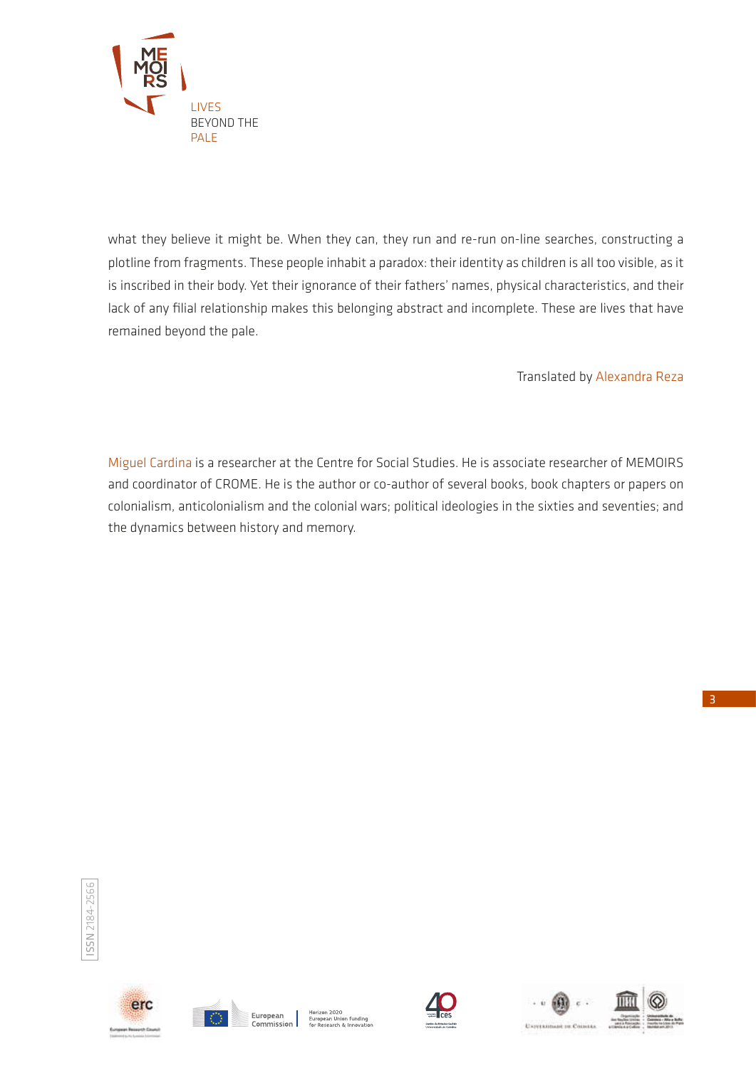what they believe it might be. When they can, they run and re-run on-line searches, constructing a plotline from fragments. These people inhabit a paradox: their identity as children is all too visible, as it is inscribed in their body. Yet their ignorance of their fathers' names, physical characteristics, and their lack of any filial relationship makes this belonging abstract and incomplete. These are lives that have remained beyond the pale.

Translated by Alexandra Reza

Miguel Cardina is a researcher at the Centre for Social Studies. He is associate researcher of MEMOIRS and coordinator of CROME. He is the author or co-author of several books, book chapters or papers on colonialism, anticolonialism and the colonial wars; political ideologies in the sixties and seventies; and the dynamics between history and memory.